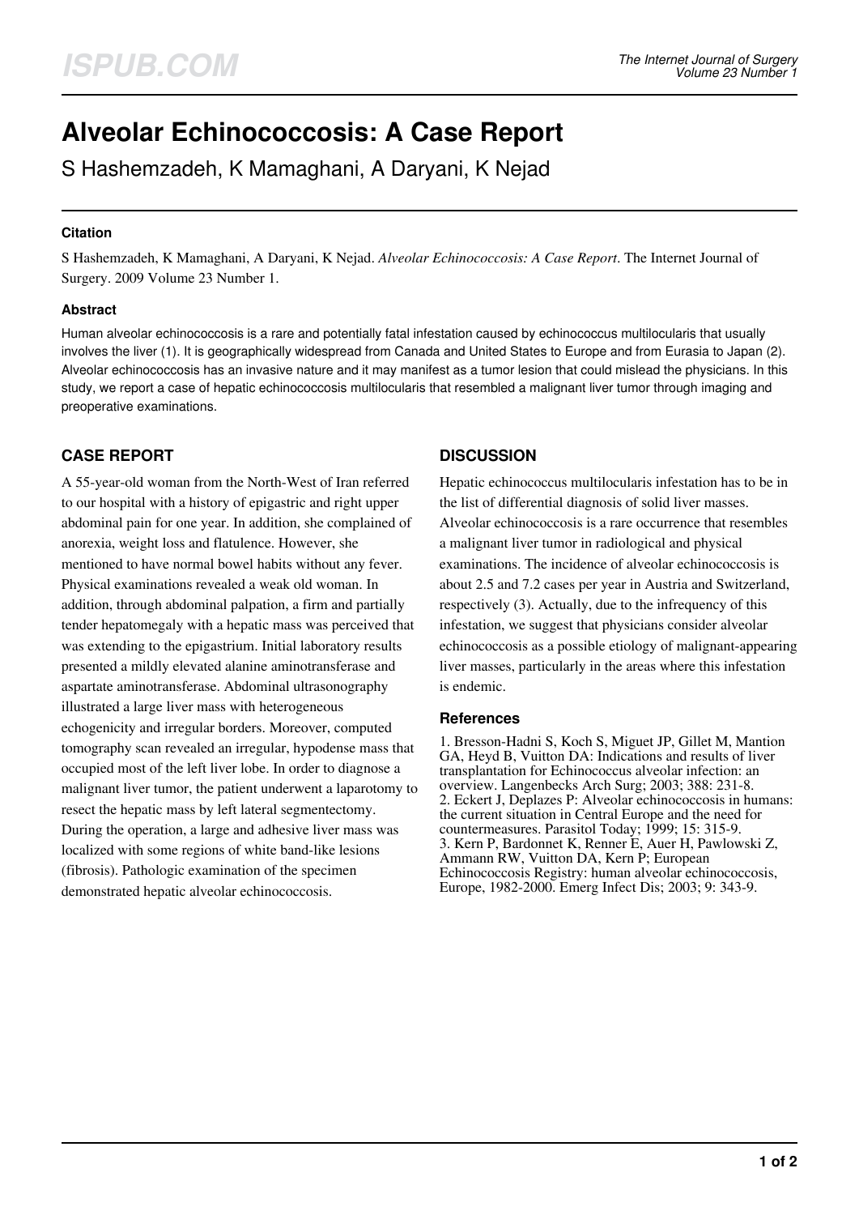# Alveolar Echinococcosis: A Case Report

S Hashemzadeh, K Mamaghani, A Daryani, K Nejad

### Citation

S Hashemzadeh, K Mamaghani, A Daryani, K Nejad. *Alveolar Echinococcosis: A Case Report*. The Internet Journal of Surgery. 2009 Volume 23 Number 1.

### Abstract

Human alveolar echinococcosis is a rare and potentially fatal infestation caused by echinococcus multilocularis that usually involves the liver (1). It is geographically widespread from Canada and United States to Europe and from Eurasia to Japan (2). Alveolar echinococcosis has an invasive nature and it may manifest as a tumor lesion that could mislead the physicians. In this study, we report a case of hepatic echinococcosis multilocularis that resembled a malignant liver tumor through imaging and preoperative examinations.

## CASE REPORT

A 55-year-old woman from the North-West of Iran referred to our hospital with a history of epigastric and right upper abdominal pain for one year. In addition, she complained of anorexia, weight loss and flatulence. However, she mentioned to have normal bowel habits without any fever. Physical examinations revealed a weak old woman. In addition, through abdominal palpation, a firm and partially tender hepatomegaly with a hepatic mass was perceived that was extending to the epigastrium. Initial laboratory results presented a mildly elevated alanine aminotransferase and aspartate aminotransferase. Abdominal ultrasonography illustrated a large liver mass with heterogeneous echogenicity and irregular borders. Moreover, computed tomography scan revealed an irregular, hypodense mass that occupied most of the left liver lobe. In order to diagnose a malignant liver tumor, the patient underwent a laparotomy to resect the hepatic mass by left lateral segmentectomy. During the operation, a large and adhesive liver mass was localized with some regions of white band-like lesions (fibrosis). Pathologic examination of the specimen demonstrated hepatic alveolar echinococcosis.

## DISCUSSION

Hepatic echinococcus multilocularis infestation has to be in the list of differential diagnosis of solid liver masses. Alveolar echinococcosis is a rare occurrence that resembles a malignant liver tumor in radiological and physical examinations. The incidence of alveolar echinococcosis is about 2.5 and 7.2 cases per year in Austria and Switzerland, respectively (3). Actually, due to the infrequency of this infestation, we suggest that physicians consider alveolar echinococcosis as a possible etiology of malignant-appearing liver masses, particularly in the areas where this infestation is endemic.

### References

1. Bresson-Hadni S, Koch S, Miguet JP, Gillet M, Mantion GA, Heyd B, Vuitton DA: Indications and results of liver transplantation for Echinococcus alveolar infection: an overview. Langenbecks Arch Surg; 2003; 388: 231-8.
2. Eckert J, Deplazes P: Alveolar echinococcosis in humans: the current situation in Central Europe and the need for countermeasures. Parasitol Today; 1999; 15: 315-9.
3. Kern P, Bardonnet K, Renner E, Auer H, Pawlowski Z, Ammann RW, Vuitton DA, Kern P; European Echinococcosis Registry: human alveolar echinococcosis, Europe, 1982-2000. Emerg Infect Dis; 2003; 9: 343-9.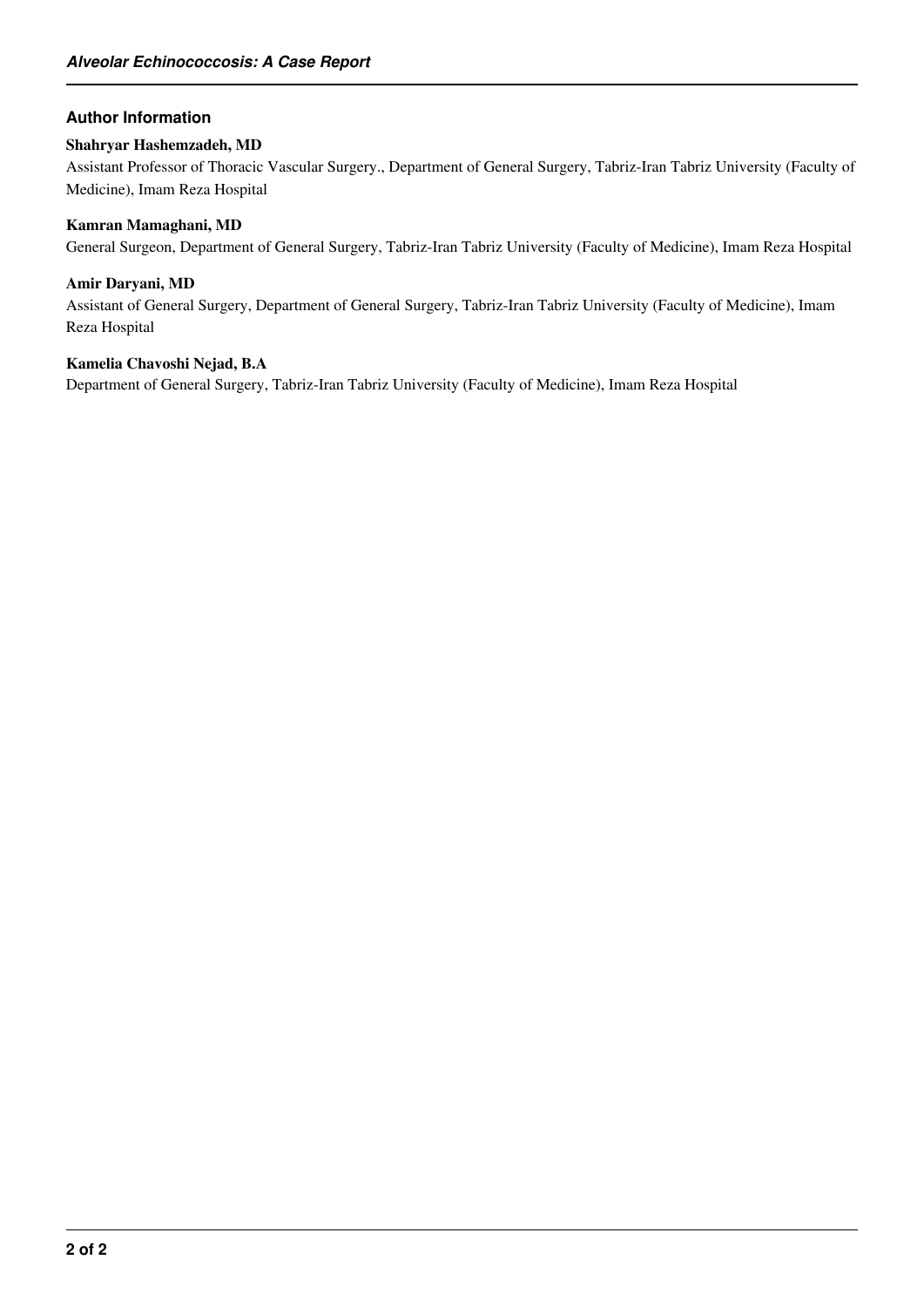## Author Information

**Shahryar Hashemzadeh, MD**

Assistant Professor of Thoracic Vascular Surgery., Department of General Surgery, Tabriz-Iran Tabriz University (Faculty of Medicine), Imam Reza Hospital

**Kamran Mamaghani, MD**

General Surgeon, Department of General Surgery, Tabriz-Iran Tabriz University (Faculty of Medicine), Imam Reza Hospital

**Amir Daryani, MD**

Assistant of General Surgery, Department of General Surgery, Tabriz-Iran Tabriz University (Faculty of Medicine), Imam Reza Hospital

**Kamelia Chavoshi Nejad, B.A**

Department of General Surgery, Tabriz-Iran Tabriz University (Faculty of Medicine), Imam Reza Hospital